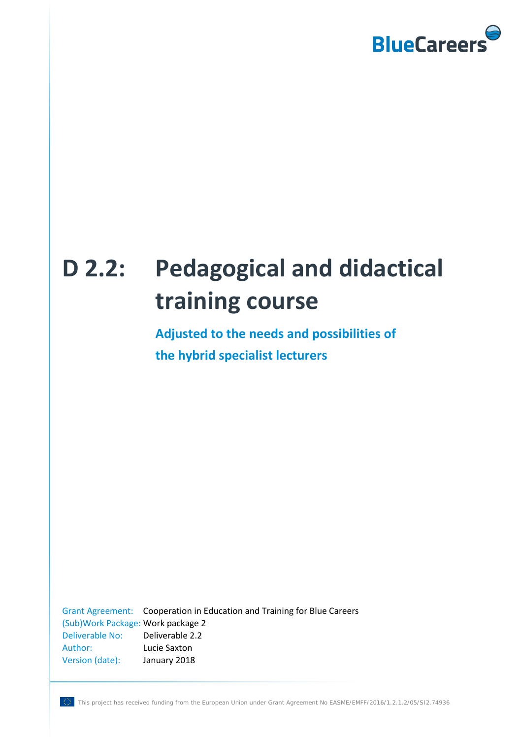BlueCareers

# D 2.2: Pedagogical and didactical training course

## Adjusted to the needs and possibilities of the hybrid specialist lecturers

| | |
|---|---|
| Grant Agreement: | Cooperation in Education and Training for Blue Careers |
| (Sub)Work Package: | Work package 2 |
| Deliverable No: | Deliverable 2.2 |
| Author: | Lucie Saxton |
| Version (date): | January 2018 |

This project has received funding from the European Union under Grant Agreement No EASME/EMFF/2016/1.2.1.2/05/SI2.74936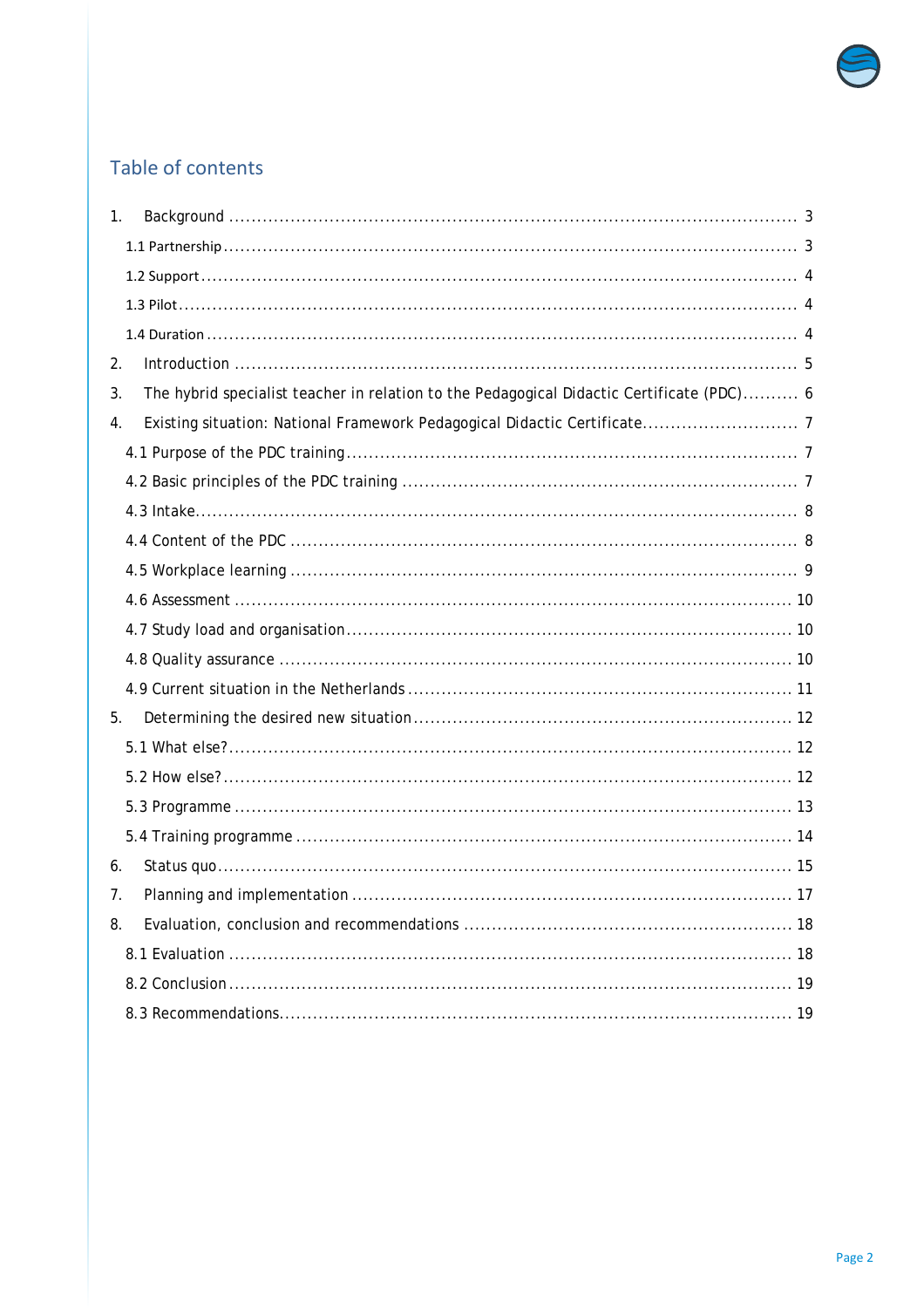## Table of contents

1. Background ........................................................................................................ 3
   - 1.1 Partnership ........................................................................................................ 3
   - 1.2 Support ........................................................................................................ 4
   - 1.3 Pilot ........................................................................................................ 4
   - 1.4 Duration ........................................................................................................ 4
2. Introduction ........................................................................................................ 5
3. The hybrid specialist teacher in relation to the Pedagogical Didactic Certificate (PDC) .......... 6
4. Existing situation: National Framework Pedagogical Didactic Certificate ............................ 7
   - 4.1 Purpose of the PDC training ........................................................................................................ 7
   - 4.2 Basic principles of the PDC training ........................................................................................................ 7
   - 4.3 Intake ........................................................................................................ 8
   - 4.4 Content of the PDC ........................................................................................................ 8
   - 4.5 Workplace learning ........................................................................................................ 9
   - 4.6 Assessment ........................................................................................................ 10
   - 4.7 Study load and organisation ........................................................................................................ 10
   - 4.8 Quality assurance ........................................................................................................ 10
   - 4.9 Current situation in the Netherlands ........................................................................................................ 11
5. Determining the desired new situation ........................................................................................................ 12
   - 5.1 What else? ........................................................................................................ 12
   - 5.2 How else? ........................................................................................................ 12
   - 5.3 Programme ........................................................................................................ 13
   - 5.4 Training programme ........................................................................................................ 14
6. Status quo ........................................................................................................ 15
7. Planning and implementation ........................................................................................................ 17
8. Evaluation, conclusion and recommendations ........................................................................................................ 18
   - 8.1 Evaluation ........................................................................................................ 18
   - 8.2 Conclusion ........................................................................................................ 19
   - 8.3 Recommendations ........................................................................................................ 19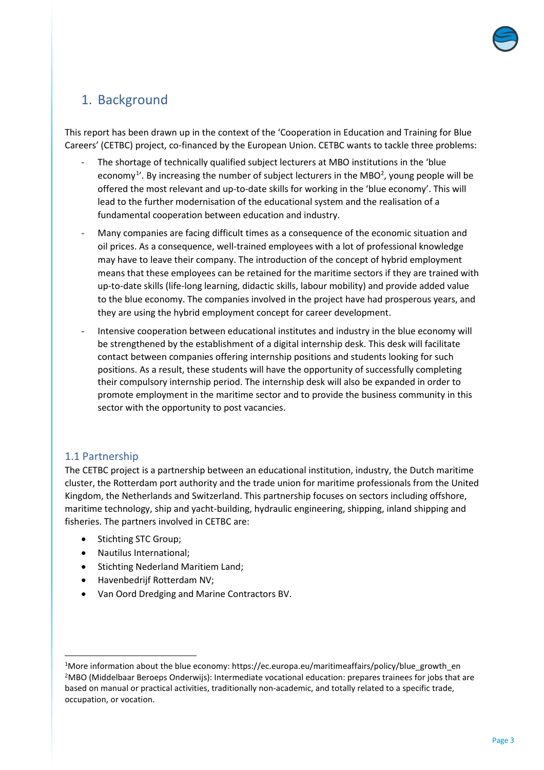# 1. Background

This report has been drawn up in the context of the 'Cooperation in Education and Training for Blue Careers' (CETBC) project, co-financed by the European Union. CETBC wants to tackle three problems:

- The shortage of technically qualified subject lecturers at MBO institutions in the 'blue economy[1]'. By increasing the number of subject lecturers in the MBO[2], young people will be offered the most relevant and up-to-date skills for working in the 'blue economy'. This will lead to the further modernisation of the educational system and the realisation of a fundamental cooperation between education and industry.
- Many companies are facing difficult times as a consequence of the economic situation and oil prices. As a consequence, well-trained employees with a lot of professional knowledge may have to leave their company. The introduction of the concept of hybrid employment means that these employees can be retained for the maritime sectors if they are trained with up-to-date skills (life-long learning, didactic skills, labour mobility) and provide added value to the blue economy. The companies involved in the project have had prosperous years, and they are using the hybrid employment concept for career development.
- Intensive cooperation between educational institutes and industry in the blue economy will be strengthened by the establishment of a digital internship desk. This desk will facilitate contact between companies offering internship positions and students looking for such positions. As a result, these students will have the opportunity of successfully completing their compulsory internship period. The internship desk will also be expanded in order to promote employment in the maritime sector and to provide the business community in this sector with the opportunity to post vacancies.

## 1.1 Partnership

The CETBC project is a partnership between an educational institution, industry, the Dutch maritime cluster, the Rotterdam port authority and the trade union for maritime professionals from the United Kingdom, the Netherlands and Switzerland. This partnership focuses on sectors including offshore, maritime technology, ship and yacht-building, hydraulic engineering, shipping, inland shipping and fisheries. The partners involved in CETBC are:

- Stichting STC Group;
- Nautilus International;
- Stichting Nederland Maritiem Land;
- Havenbedrijf Rotterdam NV;
- Van Oord Dredging and Marine Contractors BV.

---

[1] More information about the blue economy: https://ec.europa.eu/maritimeaffairs/policy/blue_growth_en
[2] MBO (Middelbaar Beroeps Onderwijs): Intermediate vocational education: prepares trainees for jobs that are based on manual or practical activities, traditionally non-academic, and totally related to a specific trade, occupation, or vocation.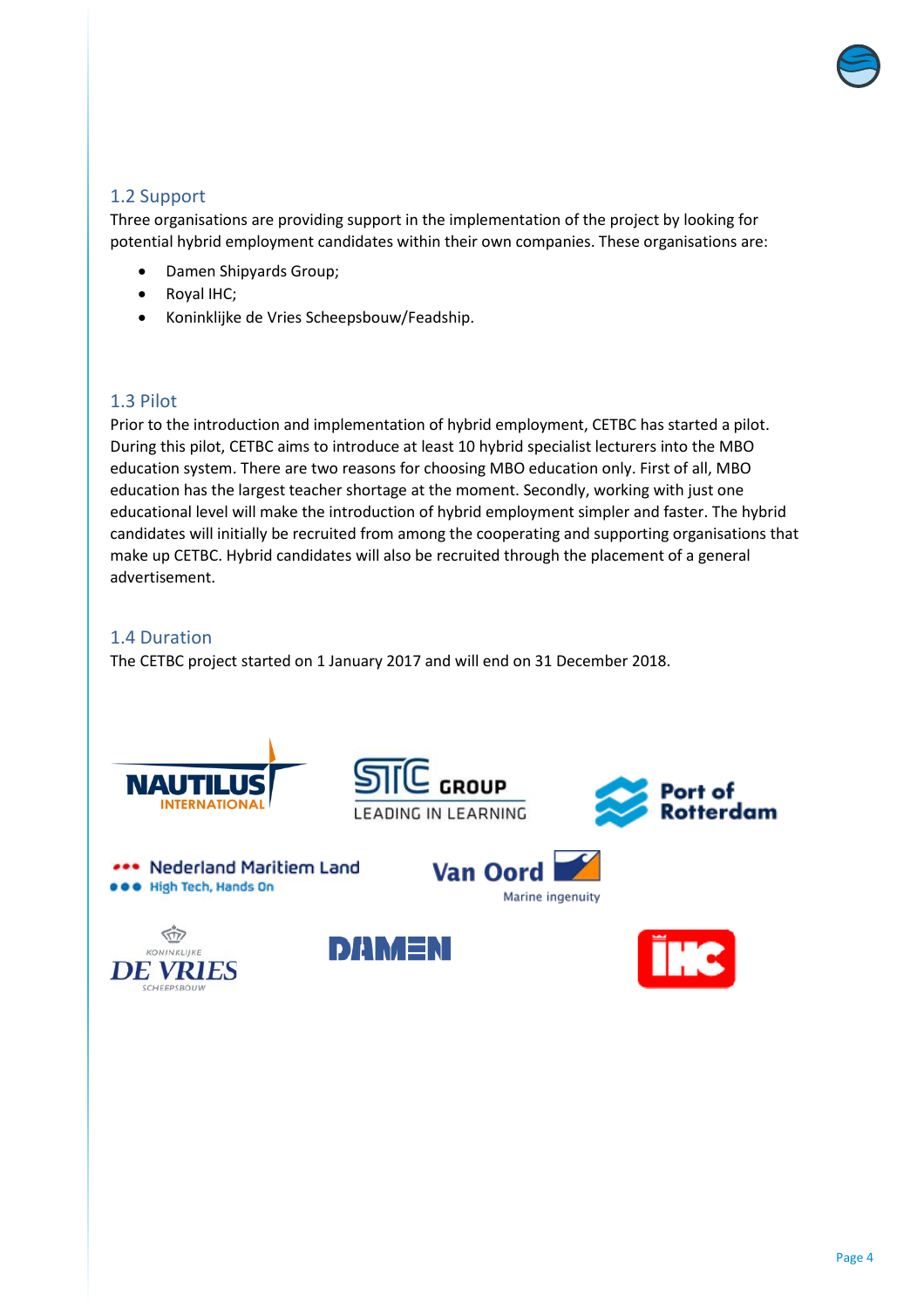## 1.2 Support

Three organisations are providing support in the implementation of the project by looking for potential hybrid employment candidates within their own companies. These organisations are:

- Damen Shipyards Group;
- Royal IHC;
- Koninklijke de Vries Scheepsbouw/Feadship.

## 1.3 Pilot

Prior to the introduction and implementation of hybrid employment, CETBC has started a pilot. During this pilot, CETBC aims to introduce at least 10 hybrid specialist lecturers into the MBO education system. There are two reasons for choosing MBO education only. First of all, MBO education has the largest teacher shortage at the moment. Secondly, working with just one educational level will make the introduction of hybrid employment simpler and faster. The hybrid candidates will initially be recruited from among the cooperating and supporting organisations that make up CETBC. Hybrid candidates will also be recruited through the placement of a general advertisement.

## 1.4 Duration

The CETBC project started on 1 January 2017 and will end on 31 December 2018.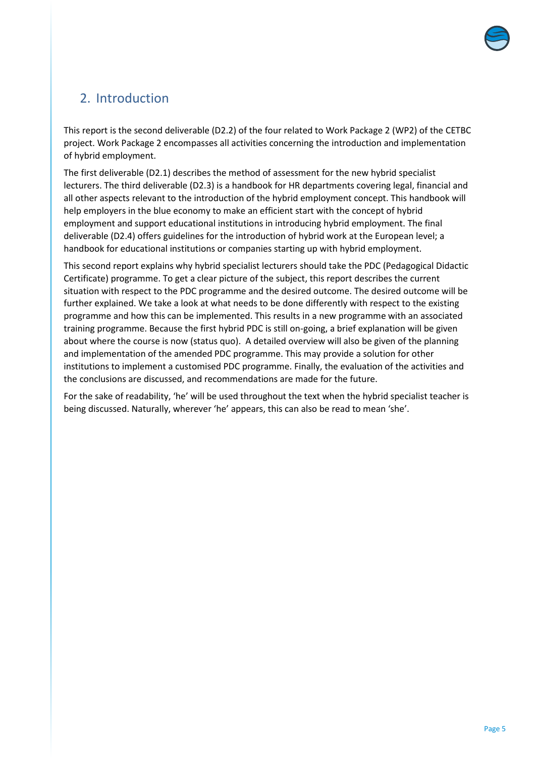## 2. Introduction

This report is the second deliverable (D2.2) of the four related to Work Package 2 (WP2) of the CETBC project. Work Package 2 encompasses all activities concerning the introduction and implementation of hybrid employment.

The first deliverable (D2.1) describes the method of assessment for the new hybrid specialist lecturers. The third deliverable (D2.3) is a handbook for HR departments covering legal, financial and all other aspects relevant to the introduction of the hybrid employment concept. This handbook will help employers in the blue economy to make an efficient start with the concept of hybrid employment and support educational institutions in introducing hybrid employment. The final deliverable (D2.4) offers guidelines for the introduction of hybrid work at the European level; a handbook for educational institutions or companies starting up with hybrid employment.

This second report explains why hybrid specialist lecturers should take the PDC (Pedagogical Didactic Certificate) programme. To get a clear picture of the subject, this report describes the current situation with respect to the PDC programme and the desired outcome. The desired outcome will be further explained. We take a look at what needs to be done differently with respect to the existing programme and how this can be implemented. This results in a new programme with an associated training programme. Because the first hybrid PDC is still on-going, a brief explanation will be given about where the course is now (status quo). A detailed overview will also be given of the planning and implementation of the amended PDC programme. This may provide a solution for other institutions to implement a customised PDC programme. Finally, the evaluation of the activities and the conclusions are discussed, and recommendations are made for the future.

For the sake of readability, 'he' will be used throughout the text when the hybrid specialist teacher is being discussed. Naturally, wherever 'he' appears, this can also be read to mean 'she'.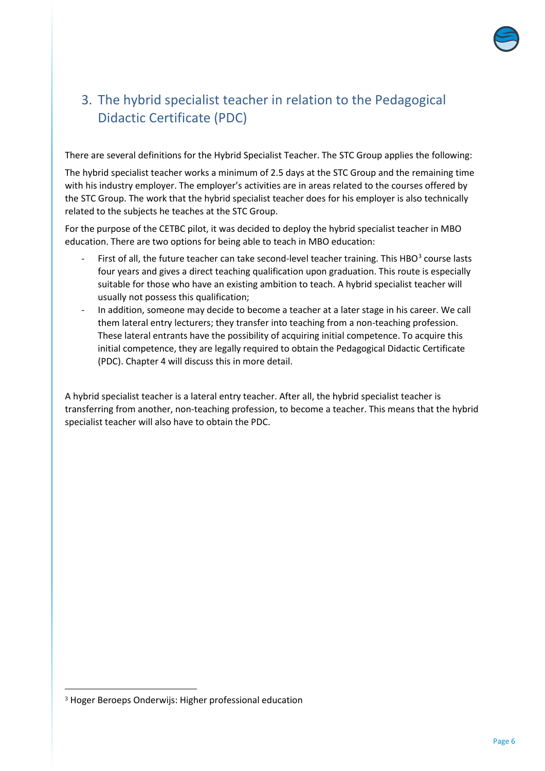# 3. The hybrid specialist teacher in relation to the Pedagogical Didactic Certificate (PDC)

There are several definitions for the Hybrid Specialist Teacher. The STC Group applies the following:

The hybrid specialist teacher works a minimum of 2.5 days at the STC Group and the remaining time with his industry employer. The employer's activities are in areas related to the courses offered by the STC Group. The work that the hybrid specialist teacher does for his employer is also technically related to the subjects he teaches at the STC Group.

For the purpose of the CETBC pilot, it was decided to deploy the hybrid specialist teacher in MBO education. There are two options for being able to teach in MBO education:

- First of all, the future teacher can take second-level teacher training. This HBO[3] course lasts four years and gives a direct teaching qualification upon graduation. This route is especially suitable for those who have an existing ambition to teach. A hybrid specialist teacher will usually not possess this qualification;
- In addition, someone may decide to become a teacher at a later stage in his career. We call them lateral entry lecturers; they transfer into teaching from a non-teaching profession. These lateral entrants have the possibility of acquiring initial competence. To acquire this initial competence, they are legally required to obtain the Pedagogical Didactic Certificate (PDC). Chapter 4 will discuss this in more detail.

A hybrid specialist teacher is a lateral entry teacher. After all, the hybrid specialist teacher is transferring from another, non-teaching profession, to become a teacher. This means that the hybrid specialist teacher will also have to obtain the PDC.

[3] Hoger Beroeps Onderwijs: Higher professional education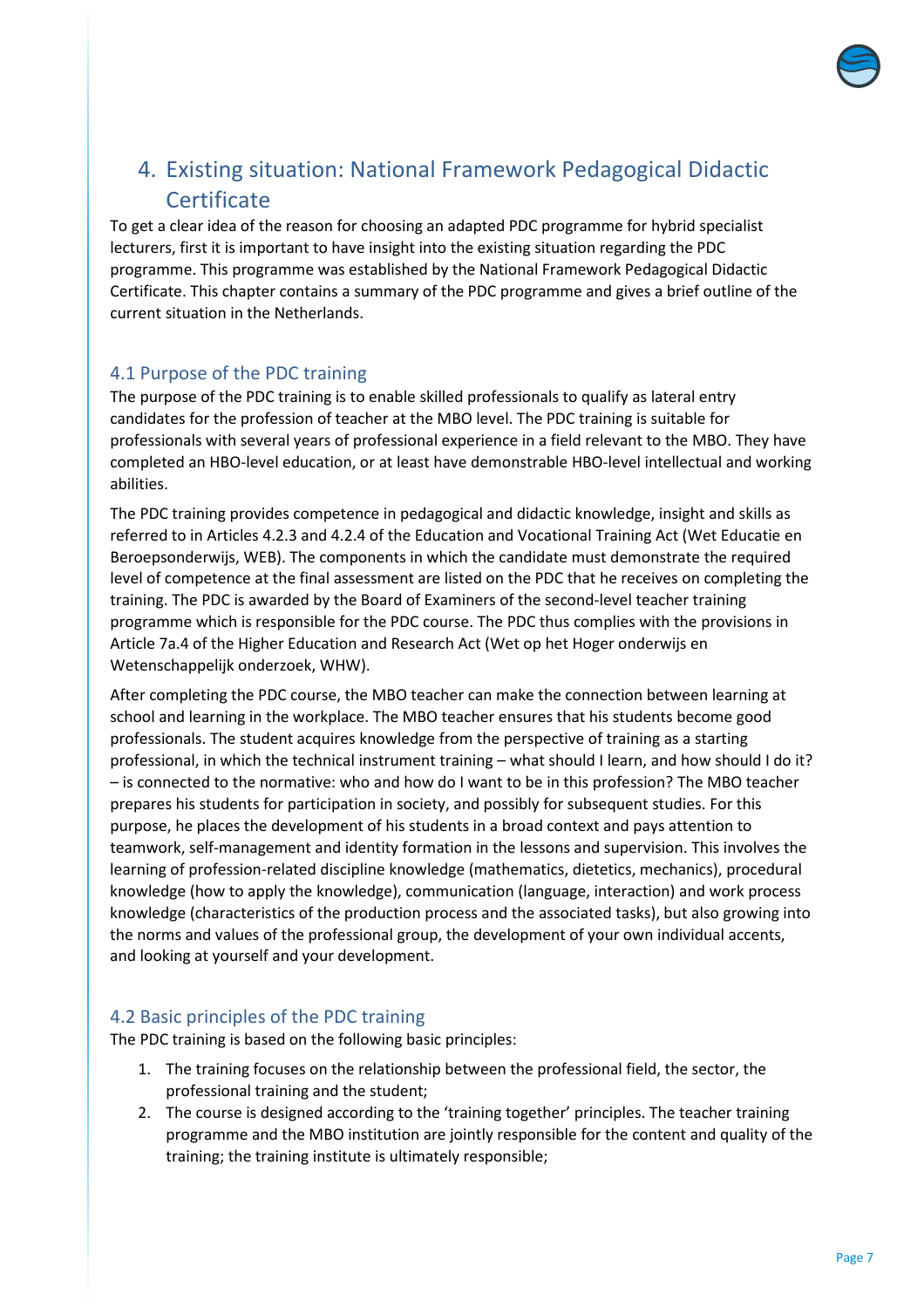# 4. Existing situation: National Framework Pedagogical Didactic Certificate

To get a clear idea of the reason for choosing an adapted PDC programme for hybrid specialist lecturers, first it is important to have insight into the existing situation regarding the PDC programme. This programme was established by the National Framework Pedagogical Didactic Certificate. This chapter contains a summary of the PDC programme and gives a brief outline of the current situation in the Netherlands.

## 4.1 Purpose of the PDC training

The purpose of the PDC training is to enable skilled professionals to qualify as lateral entry candidates for the profession of teacher at the MBO level. The PDC training is suitable for professionals with several years of professional experience in a field relevant to the MBO. They have completed an HBO-level education, or at least have demonstrable HBO-level intellectual and working abilities.

The PDC training provides competence in pedagogical and didactic knowledge, insight and skills as referred to in Articles 4.2.3 and 4.2.4 of the Education and Vocational Training Act (Wet Educatie en Beroepsonderwijs, WEB). The components in which the candidate must demonstrate the required level of competence at the final assessment are listed on the PDC that he receives on completing the training. The PDC is awarded by the Board of Examiners of the second-level teacher training programme which is responsible for the PDC course. The PDC thus complies with the provisions in Article 7a.4 of the Higher Education and Research Act (Wet op het Hoger onderwijs en Wetenschappelijk onderzoek, WHW).

After completing the PDC course, the MBO teacher can make the connection between learning at school and learning in the workplace. The MBO teacher ensures that his students become good professionals. The student acquires knowledge from the perspective of training as a starting professional, in which the technical instrument training – what should I learn, and how should I do it? – is connected to the normative: who and how do I want to be in this profession? The MBO teacher prepares his students for participation in society, and possibly for subsequent studies. For this purpose, he places the development of his students in a broad context and pays attention to teamwork, self-management and identity formation in the lessons and supervision. This involves the learning of profession-related discipline knowledge (mathematics, dietetics, mechanics), procedural knowledge (how to apply the knowledge), communication (language, interaction) and work process knowledge (characteristics of the production process and the associated tasks), but also growing into the norms and values of the professional group, the development of your own individual accents, and looking at yourself and your development.

## 4.2 Basic principles of the PDC training

The PDC training is based on the following basic principles:

1. The training focuses on the relationship between the professional field, the sector, the professional training and the student;
2. The course is designed according to the 'training together' principles. The teacher training programme and the MBO institution are jointly responsible for the content and quality of the training; the training institute is ultimately responsible;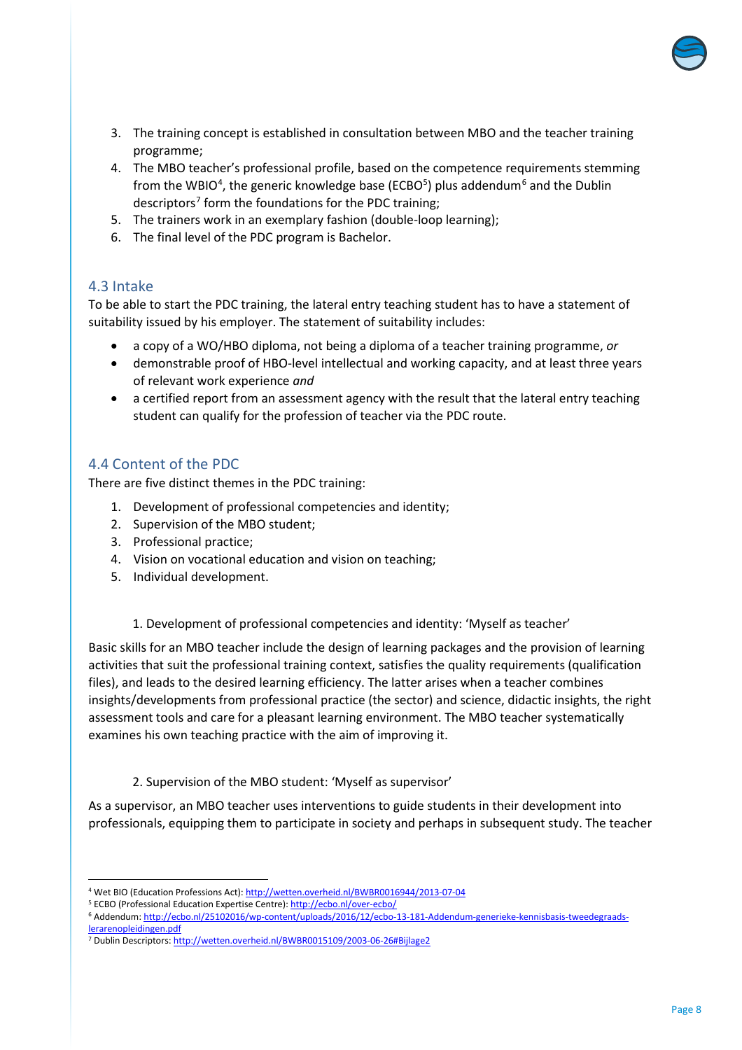3. The training concept is established in consultation between MBO and the teacher training programme;
4. The MBO teacher's professional profile, based on the competence requirements stemming from the WBIO[4], the generic knowledge base (ECBO[5]) plus addendum[6] and the Dublin descriptors[7] form the foundations for the PDC training;
5. The trainers work in an exemplary fashion (double-loop learning);
6. The final level of the PDC program is Bachelor.

## 4.3 Intake

To be able to start the PDC training, the lateral entry teaching student has to have a statement of suitability issued by his employer. The statement of suitability includes:

- a copy of a WO/HBO diploma, not being a diploma of a teacher training programme, *or*
- demonstrable proof of HBO-level intellectual and working capacity, and at least three years of relevant work experience *and*
- a certified report from an assessment agency with the result that the lateral entry teaching student can qualify for the profession of teacher via the PDC route.

## 4.4 Content of the PDC

There are five distinct themes in the PDC training:

1. Development of professional competencies and identity;
2. Supervision of the MBO student;
3. Professional practice;
4. Vision on vocational education and vision on teaching;
5. Individual development.

### 1. Development of professional competencies and identity: 'Myself as teacher'

Basic skills for an MBO teacher include the design of learning packages and the provision of learning activities that suit the professional training context, satisfies the quality requirements (qualification files), and leads to the desired learning efficiency. The latter arises when a teacher combines insights/developments from professional practice (the sector) and science, didactic insights, the right assessment tools and care for a pleasant learning environment. The MBO teacher systematically examines his own teaching practice with the aim of improving it.

### 2. Supervision of the MBO student: 'Myself as supervisor'

As a supervisor, an MBO teacher uses interventions to guide students in their development into professionals, equipping them to participate in society and perhaps in subsequent study. The teacher

---

[4] Wet BIO (Education Professions Act): http://wetten.overheid.nl/BWBR0016944/2013-07-04

[5] ECBO (Professional Education Expertise Centre): http://ecbo.nl/over-ecbo/

[6] Addendum: http://ecbo.nl/25102016/wp-content/uploads/2016/12/ecbo-13-181-Addendum-generieke-kennisbasis-tweedegraads-lerarenopleidingen.pdf

[7] Dublin Descriptors: http://wetten.overheid.nl/BWBR0015109/2003-06-26#Bijlage2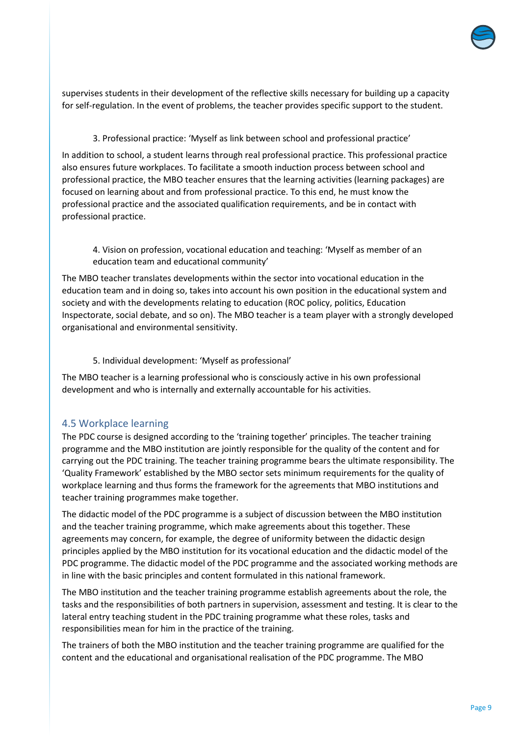supervises students in their development of the reflective skills necessary for building up a capacity for self-regulation. In the event of problems, the teacher provides specific support to the student.

3. Professional practice: ‘Myself as link between school and professional practice’

In addition to school, a student learns through real professional practice. This professional practice also ensures future workplaces. To facilitate a smooth induction process between school and professional practice, the MBO teacher ensures that the learning activities (learning packages) are focused on learning about and from professional practice. To this end, he must know the professional practice and the associated qualification requirements, and be in contact with professional practice.

4. Vision on profession, vocational education and teaching: ‘Myself as member of an education team and educational community’

The MBO teacher translates developments within the sector into vocational education in the education team and in doing so, takes into account his own position in the educational system and society and with the developments relating to education (ROC policy, politics, Education Inspectorate, social debate, and so on). The MBO teacher is a team player with a strongly developed organisational and environmental sensitivity.

5. Individual development: ‘Myself as professional’

The MBO teacher is a learning professional who is consciously active in his own professional development and who is internally and externally accountable for his activities.

## 4.5 Workplace learning

The PDC course is designed according to the ‘training together’ principles. The teacher training programme and the MBO institution are jointly responsible for the quality of the content and for carrying out the PDC training. The teacher training programme bears the ultimate responsibility. The ‘Quality Framework’ established by the MBO sector sets minimum requirements for the quality of workplace learning and thus forms the framework for the agreements that MBO institutions and teacher training programmes make together.

The didactic model of the PDC programme is a subject of discussion between the MBO institution and the teacher training programme, which make agreements about this together. These agreements may concern, for example, the degree of uniformity between the didactic design principles applied by the MBO institution for its vocational education and the didactic model of the PDC programme. The didactic model of the PDC programme and the associated working methods are in line with the basic principles and content formulated in this national framework.

The MBO institution and the teacher training programme establish agreements about the role, the tasks and the responsibilities of both partners in supervision, assessment and testing. It is clear to the lateral entry teaching student in the PDC training programme what these roles, tasks and responsibilities mean for him in the practice of the training.

The trainers of both the MBO institution and the teacher training programme are qualified for the content and the educational and organisational realisation of the PDC programme. The MBO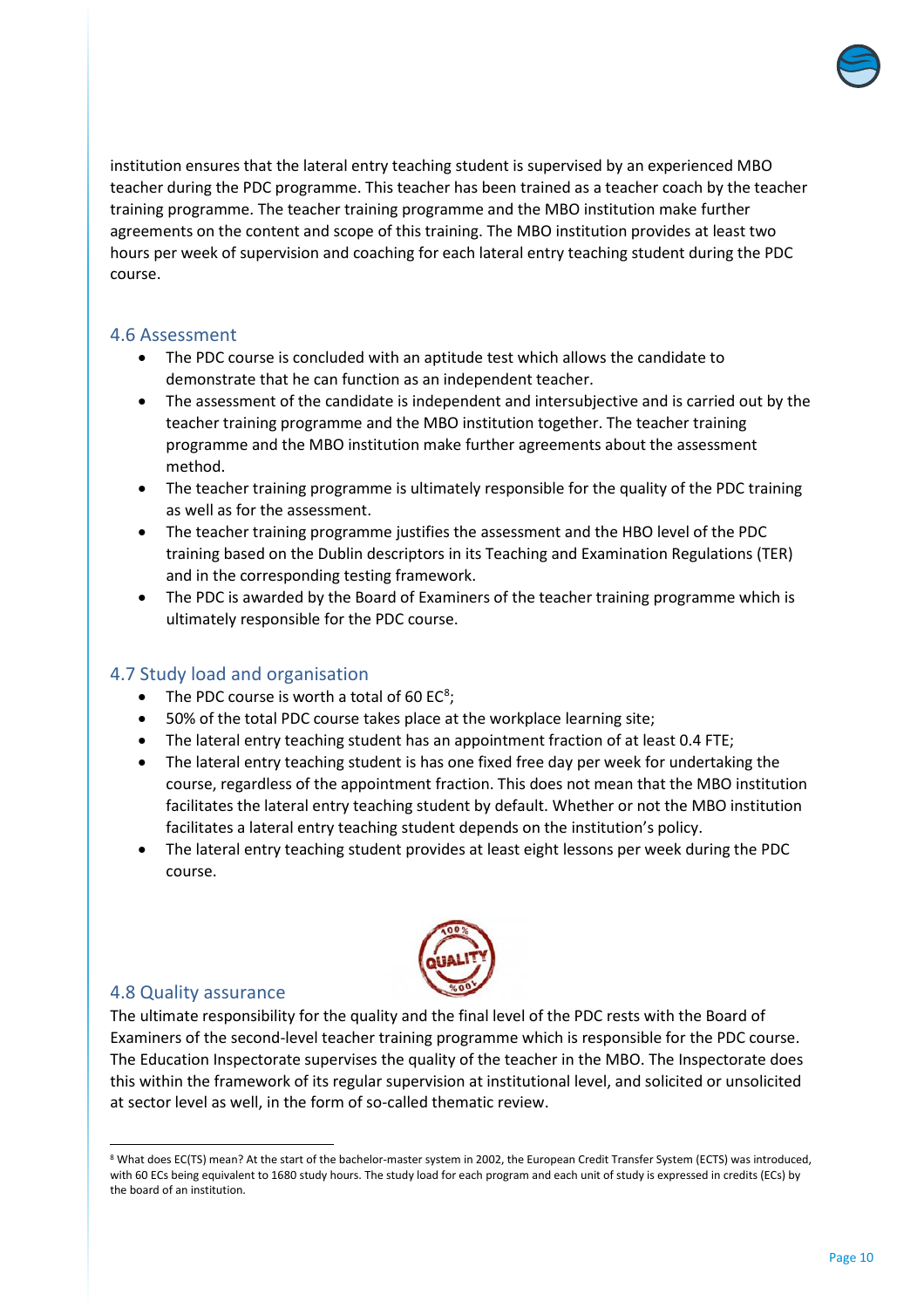institution ensures that the lateral entry teaching student is supervised by an experienced MBO teacher during the PDC programme. This teacher has been trained as a teacher coach by the teacher training programme. The teacher training programme and the MBO institution make further agreements on the content and scope of this training. The MBO institution provides at least two hours per week of supervision and coaching for each lateral entry teaching student during the PDC course.

## 4.6 Assessment

- The PDC course is concluded with an aptitude test which allows the candidate to demonstrate that he can function as an independent teacher.
- The assessment of the candidate is independent and intersubjective and is carried out by the teacher training programme and the MBO institution together. The teacher training programme and the MBO institution make further agreements about the assessment method.
- The teacher training programme is ultimately responsible for the quality of the PDC training as well as for the assessment.
- The teacher training programme justifies the assessment and the HBO level of the PDC training based on the Dublin descriptors in its Teaching and Examination Regulations (TER) and in the corresponding testing framework.
- The PDC is awarded by the Board of Examiners of the teacher training programme which is ultimately responsible for the PDC course.

## 4.7 Study load and organisation

- The PDC course is worth a total of 60 EC[8];
- 50% of the total PDC course takes place at the workplace learning site;
- The lateral entry teaching student has an appointment fraction of at least 0.4 FTE;
- The lateral entry teaching student is has one fixed free day per week for undertaking the course, regardless of the appointment fraction. This does not mean that the MBO institution facilitates the lateral entry teaching student by default. Whether or not the MBO institution facilitates a lateral entry teaching student depends on the institution's policy.
- The lateral entry teaching student provides at least eight lessons per week during the PDC course.

## 4.8 Quality assurance

The ultimate responsibility for the quality and the final level of the PDC rests with the Board of Examiners of the second-level teacher training programme which is responsible for the PDC course. The Education Inspectorate supervises the quality of the teacher in the MBO. The Inspectorate does this within the framework of its regular supervision at institutional level, and solicited or unsolicited at sector level as well, in the form of so-called thematic review.

---

[8] What does EC(TS) mean? At the start of the bachelor-master system in 2002, the European Credit Transfer System (ECTS) was introduced, with 60 ECs being equivalent to 1680 study hours. The study load for each program and each unit of study is expressed in credits (ECs) by the board of an institution.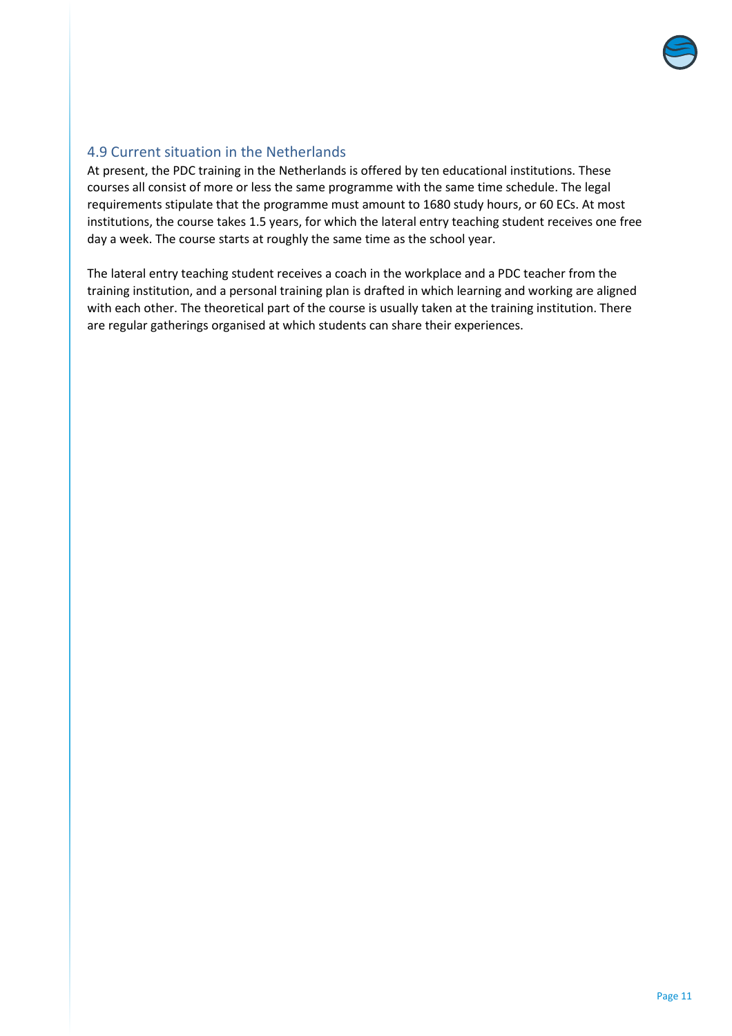## 4.9 Current situation in the Netherlands

At present, the PDC training in the Netherlands is offered by ten educational institutions. These courses all consist of more or less the same programme with the same time schedule. The legal requirements stipulate that the programme must amount to 1680 study hours, or 60 ECs. At most institutions, the course takes 1.5 years, for which the lateral entry teaching student receives one free day a week. The course starts at roughly the same time as the school year.

The lateral entry teaching student receives a coach in the workplace and a PDC teacher from the training institution, and a personal training plan is drafted in which learning and working are aligned with each other. The theoretical part of the course is usually taken at the training institution. There are regular gatherings organised at which students can share their experiences.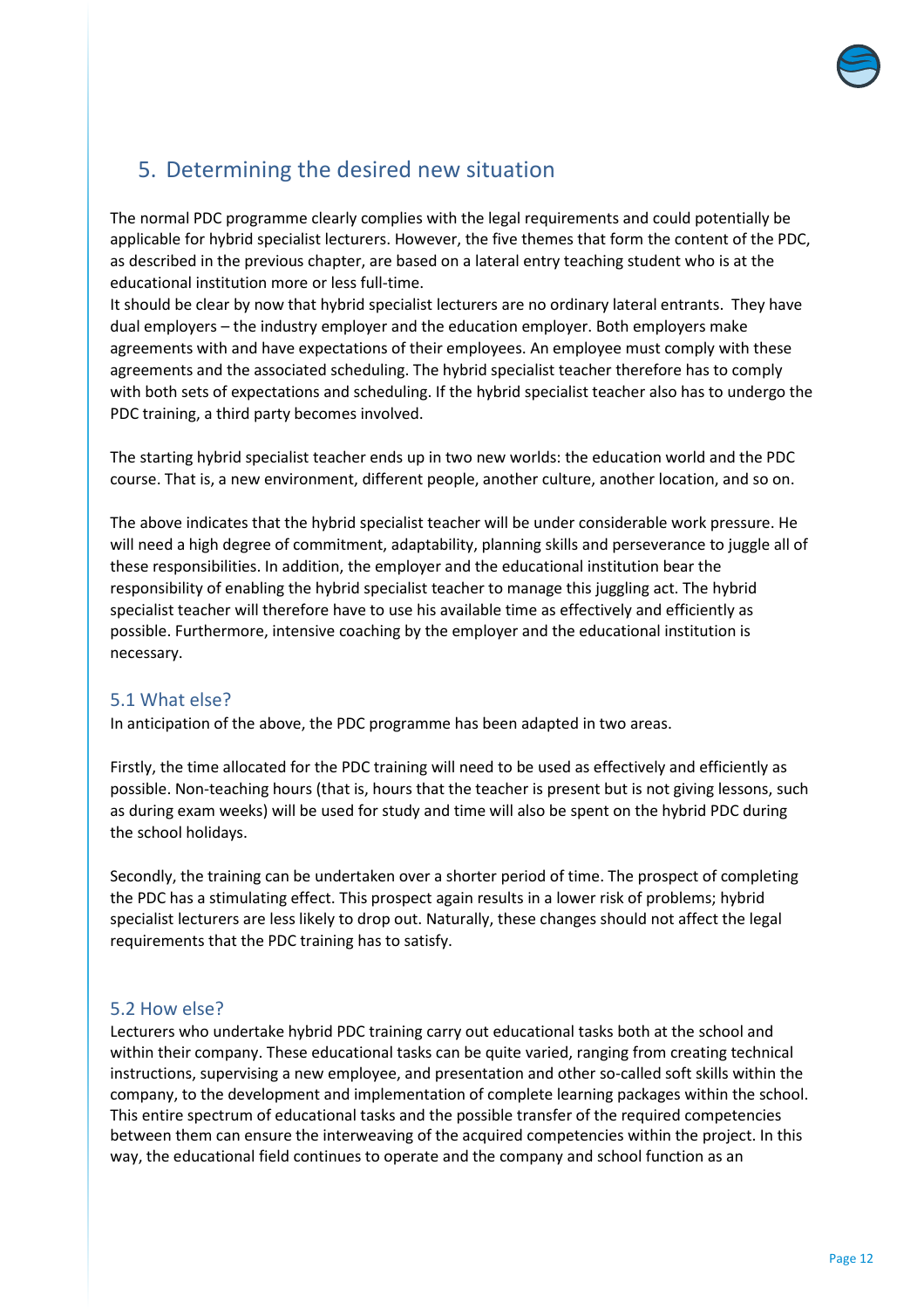## 5. Determining the desired new situation

The normal PDC programme clearly complies with the legal requirements and could potentially be applicable for hybrid specialist lecturers. However, the five themes that form the content of the PDC, as described in the previous chapter, are based on a lateral entry teaching student who is at the educational institution more or less full-time.

It should be clear by now that hybrid specialist lecturers are no ordinary lateral entrants. They have dual employers – the industry employer and the education employer. Both employers make agreements with and have expectations of their employees. An employee must comply with these agreements and the associated scheduling. The hybrid specialist teacher therefore has to comply with both sets of expectations and scheduling. If the hybrid specialist teacher also has to undergo the PDC training, a third party becomes involved.

The starting hybrid specialist teacher ends up in two new worlds: the education world and the PDC course. That is, a new environment, different people, another culture, another location, and so on.

The above indicates that the hybrid specialist teacher will be under considerable work pressure. He will need a high degree of commitment, adaptability, planning skills and perseverance to juggle all of these responsibilities. In addition, the employer and the educational institution bear the responsibility of enabling the hybrid specialist teacher to manage this juggling act. The hybrid specialist teacher will therefore have to use his available time as effectively and efficiently as possible. Furthermore, intensive coaching by the employer and the educational institution is necessary.

### 5.1 What else?

In anticipation of the above, the PDC programme has been adapted in two areas.

Firstly, the time allocated for the PDC training will need to be used as effectively and efficiently as possible. Non-teaching hours (that is, hours that the teacher is present but is not giving lessons, such as during exam weeks) will be used for study and time will also be spent on the hybrid PDC during the school holidays.

Secondly, the training can be undertaken over a shorter period of time. The prospect of completing the PDC has a stimulating effect. This prospect again results in a lower risk of problems; hybrid specialist lecturers are less likely to drop out. Naturally, these changes should not affect the legal requirements that the PDC training has to satisfy.

### 5.2 How else?

Lecturers who undertake hybrid PDC training carry out educational tasks both at the school and within their company. These educational tasks can be quite varied, ranging from creating technical instructions, supervising a new employee, and presentation and other so-called soft skills within the company, to the development and implementation of complete learning packages within the school. This entire spectrum of educational tasks and the possible transfer of the required competencies between them can ensure the interweaving of the acquired competencies within the project. In this way, the educational field continues to operate and the company and school function as an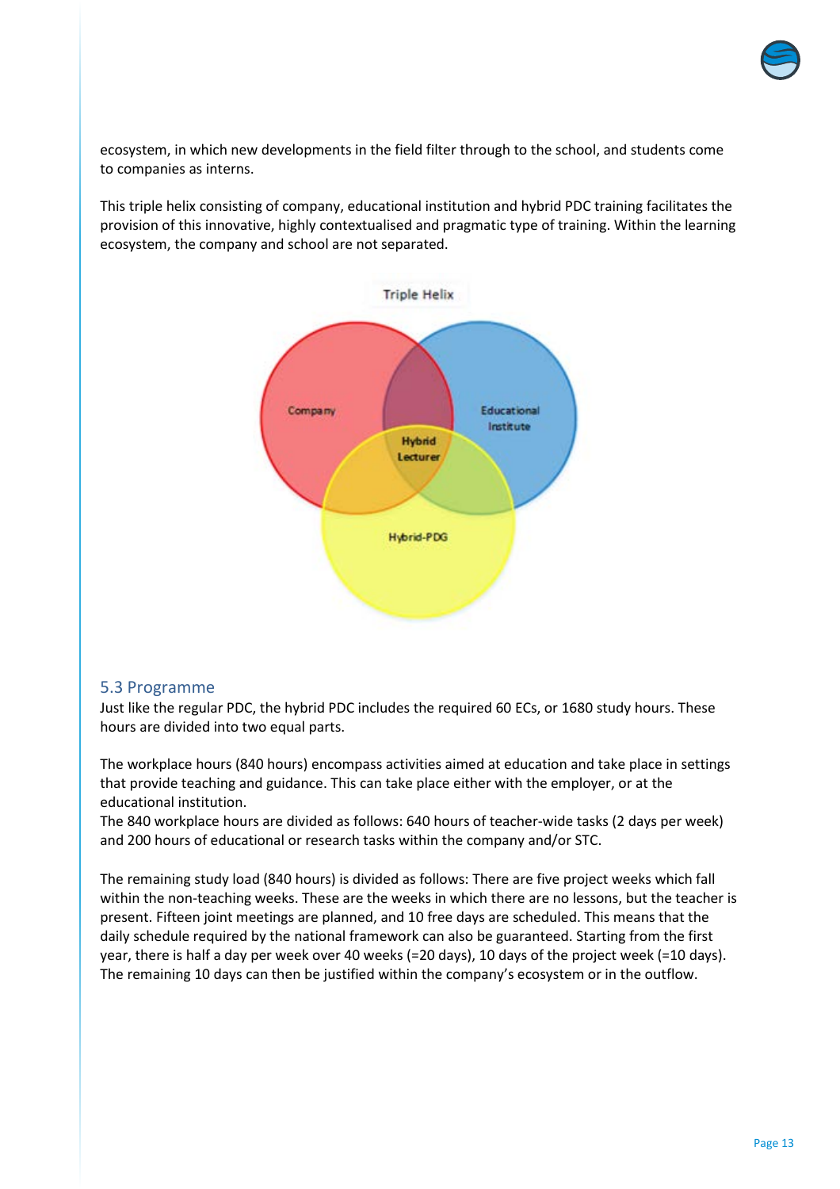ecosystem, in which new developments in the field filter through to the school, and students come to companies as interns.

This triple helix consisting of company, educational institution and hybrid PDC training facilitates the provision of this innovative, highly contextualised and pragmatic type of training. Within the learning ecosystem, the company and school are not separated.

Triple Helix

Company

Educational Institute

Hybrid Lecturer

Hybrid-PDG

## 5.3 Programme

Just like the regular PDC, the hybrid PDC includes the required 60 ECs, or 1680 study hours. These hours are divided into two equal parts.

The workplace hours (840 hours) encompass activities aimed at education and take place in settings that provide teaching and guidance. This can take place either with the employer, or at the educational institution.
The 840 workplace hours are divided as follows: 640 hours of teacher-wide tasks (2 days per week) and 200 hours of educational or research tasks within the company and/or STC.

The remaining study load (840 hours) is divided as follows: There are five project weeks which fall within the non-teaching weeks. These are the weeks in which there are no lessons, but the teacher is present. Fifteen joint meetings are planned, and 10 free days are scheduled. This means that the daily schedule required by the national framework can also be guaranteed. Starting from the first year, there is half a day per week over 40 weeks (=20 days), 10 days of the project week (=10 days). The remaining 10 days can then be justified within the company's ecosystem or in the outflow.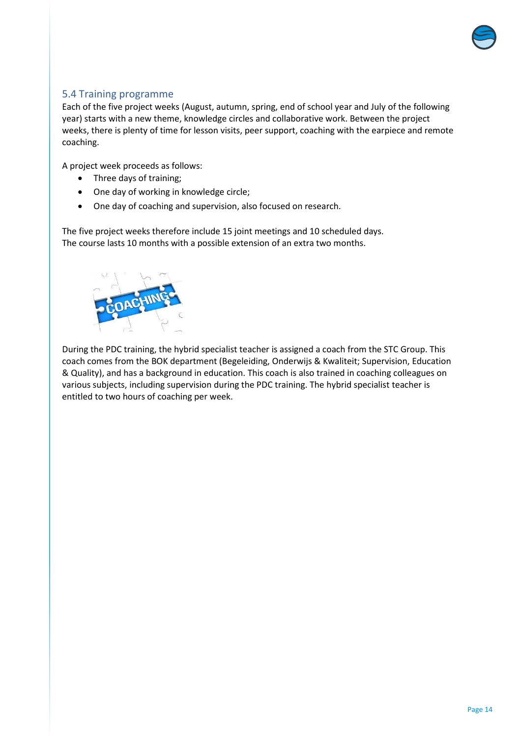## 5.4 Training programme

Each of the five project weeks (August, autumn, spring, end of school year and July of the following year) starts with a new theme, knowledge circles and collaborative work. Between the project weeks, there is plenty of time for lesson visits, peer support, coaching with the earpiece and remote coaching.

A project week proceeds as follows:

- Three days of training;
- One day of working in knowledge circle;
- One day of coaching and supervision, also focused on research.

The five project weeks therefore include 15 joint meetings and 10 scheduled days.
The course lasts 10 months with a possible extension of an extra two months.

During the PDC training, the hybrid specialist teacher is assigned a coach from the STC Group. This coach comes from the BOK department (Begeleiding, Onderwijs & Kwaliteit; Supervision, Education & Quality), and has a background in education. This coach is also trained in coaching colleagues on various subjects, including supervision during the PDC training. The hybrid specialist teacher is entitled to two hours of coaching per week.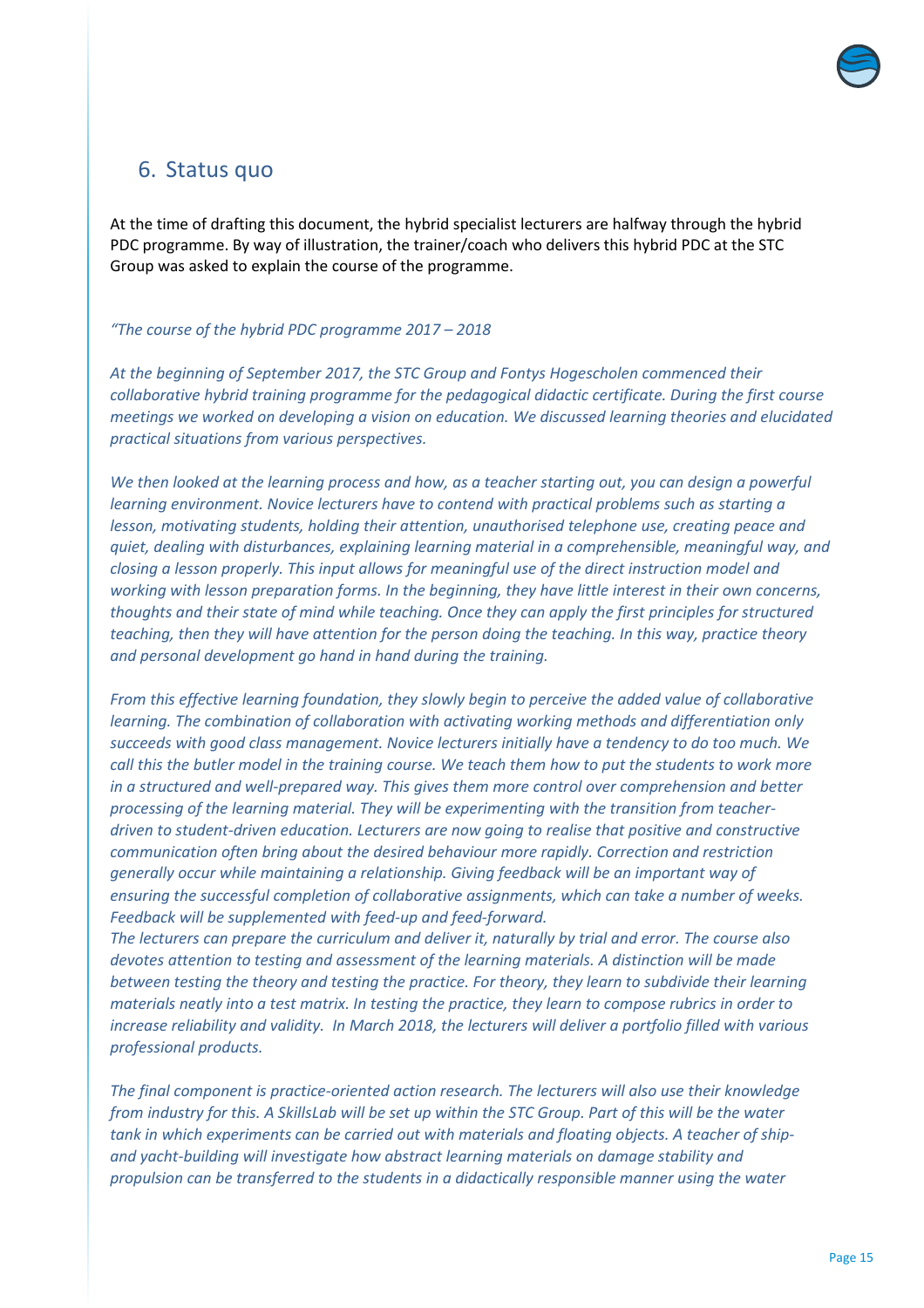## 6. Status quo

At the time of drafting this document, the hybrid specialist lecturers are halfway through the hybrid PDC programme. By way of illustration, the trainer/coach who delivers this hybrid PDC at the STC Group was asked to explain the course of the programme.

*"The course of the hybrid PDC programme 2017 – 2018*

*At the beginning of September 2017, the STC Group and Fontys Hogescholen commenced their collaborative hybrid training programme for the pedagogical didactic certificate. During the first course meetings we worked on developing a vision on education. We discussed learning theories and elucidated practical situations from various perspectives.*

*We then looked at the learning process and how, as a teacher starting out, you can design a powerful learning environment. Novice lecturers have to contend with practical problems such as starting a lesson, motivating students, holding their attention, unauthorised telephone use, creating peace and quiet, dealing with disturbances, explaining learning material in a comprehensible, meaningful way, and closing a lesson properly. This input allows for meaningful use of the direct instruction model and working with lesson preparation forms. In the beginning, they have little interest in their own concerns, thoughts and their state of mind while teaching. Once they can apply the first principles for structured teaching, then they will have attention for the person doing the teaching. In this way, practice theory and personal development go hand in hand during the training.*

*From this effective learning foundation, they slowly begin to perceive the added value of collaborative learning. The combination of collaboration with activating working methods and differentiation only succeeds with good class management. Novice lecturers initially have a tendency to do too much. We call this the butler model in the training course. We teach them how to put the students to work more in a structured and well-prepared way. This gives them more control over comprehension and better processing of the learning material. They will be experimenting with the transition from teacher-driven to student-driven education. Lecturers are now going to realise that positive and constructive communication often bring about the desired behaviour more rapidly. Correction and restriction generally occur while maintaining a relationship. Giving feedback will be an important way of ensuring the successful completion of collaborative assignments, which can take a number of weeks. Feedback will be supplemented with feed-up and feed-forward.*
*The lecturers can prepare the curriculum and deliver it, naturally by trial and error. The course also devotes attention to testing and assessment of the learning materials. A distinction will be made between testing the theory and testing the practice. For theory, they learn to subdivide their learning materials neatly into a test matrix. In testing the practice, they learn to compose rubrics in order to increase reliability and validity. In March 2018, the lecturers will deliver a portfolio filled with various professional products.*

*The final component is practice-oriented action research. The lecturers will also use their knowledge from industry for this. A SkillsLab will be set up within the STC Group. Part of this will be the water tank in which experiments can be carried out with materials and floating objects. A teacher of ship- and yacht-building will investigate how abstract learning materials on damage stability and propulsion can be transferred to the students in a didactically responsible manner using the water*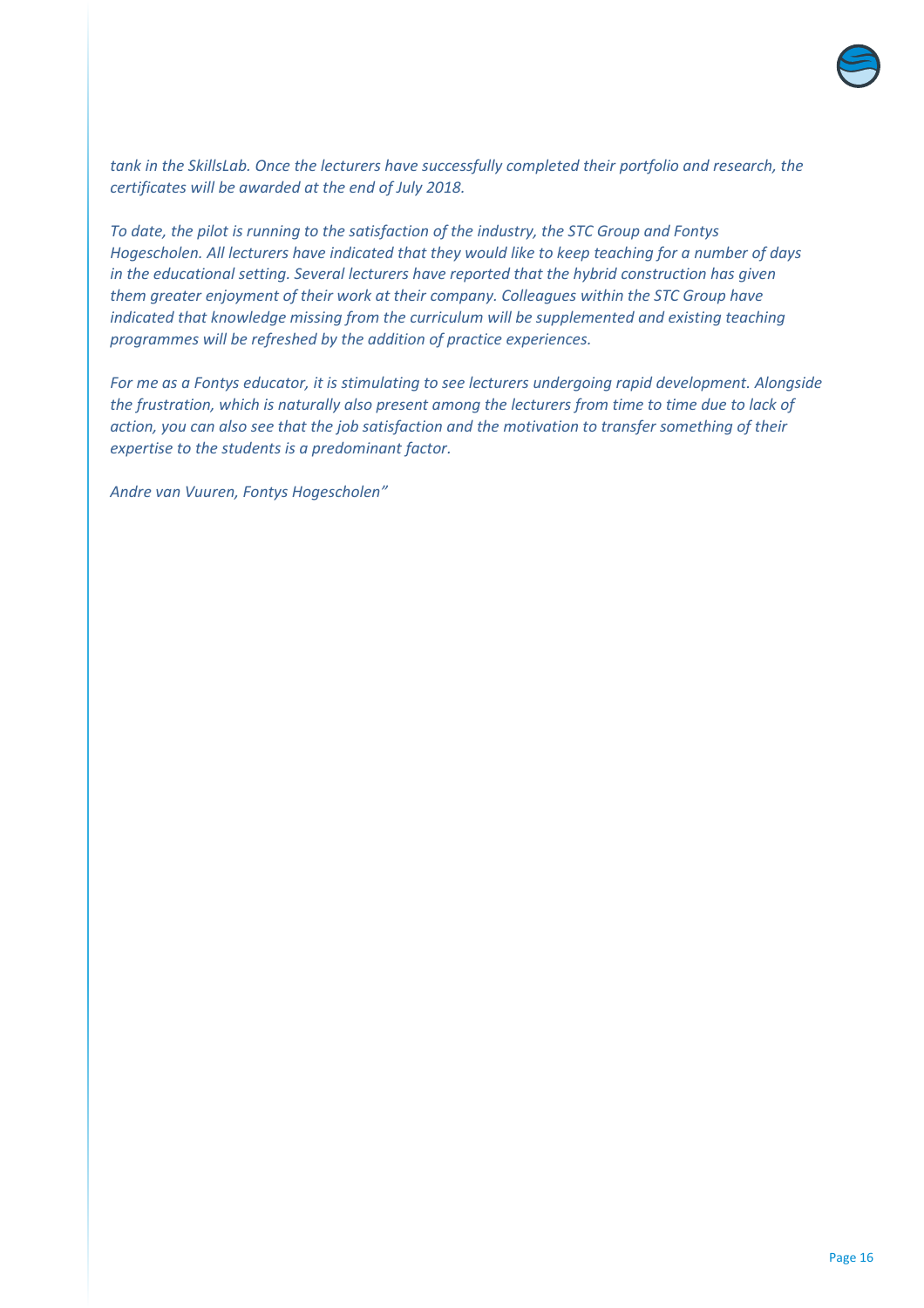*tank in the SkillsLab. Once the lecturers have successfully completed their portfolio and research, the certificates will be awarded at the end of July 2018.*

*To date, the pilot is running to the satisfaction of the industry, the STC Group and Fontys Hogescholen. All lecturers have indicated that they would like to keep teaching for a number of days in the educational setting. Several lecturers have reported that the hybrid construction has given them greater enjoyment of their work at their company. Colleagues within the STC Group have indicated that knowledge missing from the curriculum will be supplemented and existing teaching programmes will be refreshed by the addition of practice experiences.*

*For me as a Fontys educator, it is stimulating to see lecturers undergoing rapid development. Alongside the frustration, which is naturally also present among the lecturers from time to time due to lack of action, you can also see that the job satisfaction and the motivation to transfer something of their expertise to the students is a predominant factor.*

*Andre van Vuuren, Fontys Hogescholen"*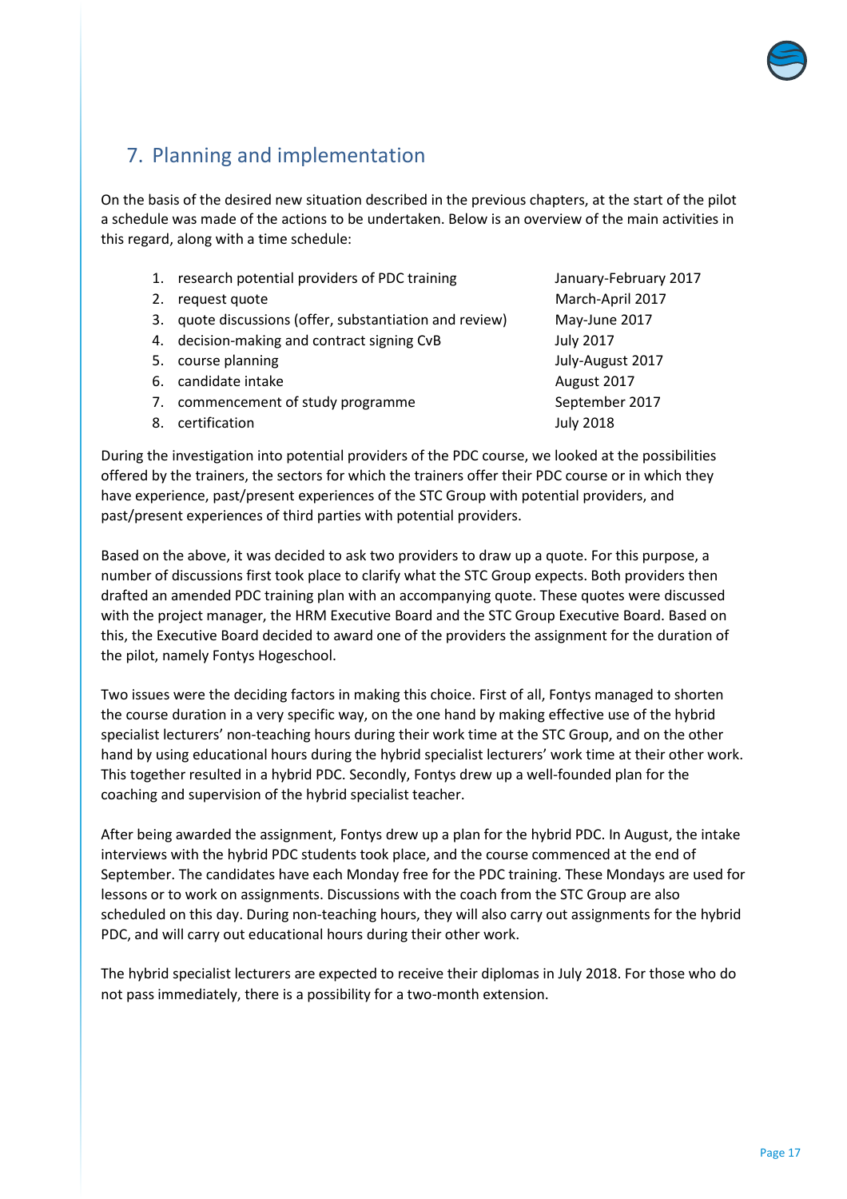## 7. Planning and implementation

On the basis of the desired new situation described in the previous chapters, at the start of the pilot a schedule was made of the actions to be undertaken. Below is an overview of the main activities in this regard, along with a time schedule:

| | Activity | Period |
|---|---|---|
| 1. | research potential providers of PDC training | January-February 2017 |
| 2. | request quote | March-April 2017 |
| 3. | quote discussions (offer, substantiation and review) | May-June 2017 |
| 4. | decision-making and contract signing CvB | July 2017 |
| 5. | course planning | July-August 2017 |
| 6. | candidate intake | August 2017 |
| 7. | commencement of study programme | September 2017 |
| 8. | certification | July 2018 |

During the investigation into potential providers of the PDC course, we looked at the possibilities offered by the trainers, the sectors for which the trainers offer their PDC course or in which they have experience, past/present experiences of the STC Group with potential providers, and past/present experiences of third parties with potential providers.

Based on the above, it was decided to ask two providers to draw up a quote. For this purpose, a number of discussions first took place to clarify what the STC Group expects. Both providers then drafted an amended PDC training plan with an accompanying quote. These quotes were discussed with the project manager, the HRM Executive Board and the STC Group Executive Board. Based on this, the Executive Board decided to award one of the providers the assignment for the duration of the pilot, namely Fontys Hogeschool.

Two issues were the deciding factors in making this choice. First of all, Fontys managed to shorten the course duration in a very specific way, on the one hand by making effective use of the hybrid specialist lecturers' non-teaching hours during their work time at the STC Group, and on the other hand by using educational hours during the hybrid specialist lecturers' work time at their other work. This together resulted in a hybrid PDC. Secondly, Fontys drew up a well-founded plan for the coaching and supervision of the hybrid specialist teacher.

After being awarded the assignment, Fontys drew up a plan for the hybrid PDC. In August, the intake interviews with the hybrid PDC students took place, and the course commenced at the end of September. The candidates have each Monday free for the PDC training. These Mondays are used for lessons or to work on assignments. Discussions with the coach from the STC Group are also scheduled on this day. During non-teaching hours, they will also carry out assignments for the hybrid PDC, and will carry out educational hours during their other work.

The hybrid specialist lecturers are expected to receive their diplomas in July 2018. For those who do not pass immediately, there is a possibility for a two-month extension.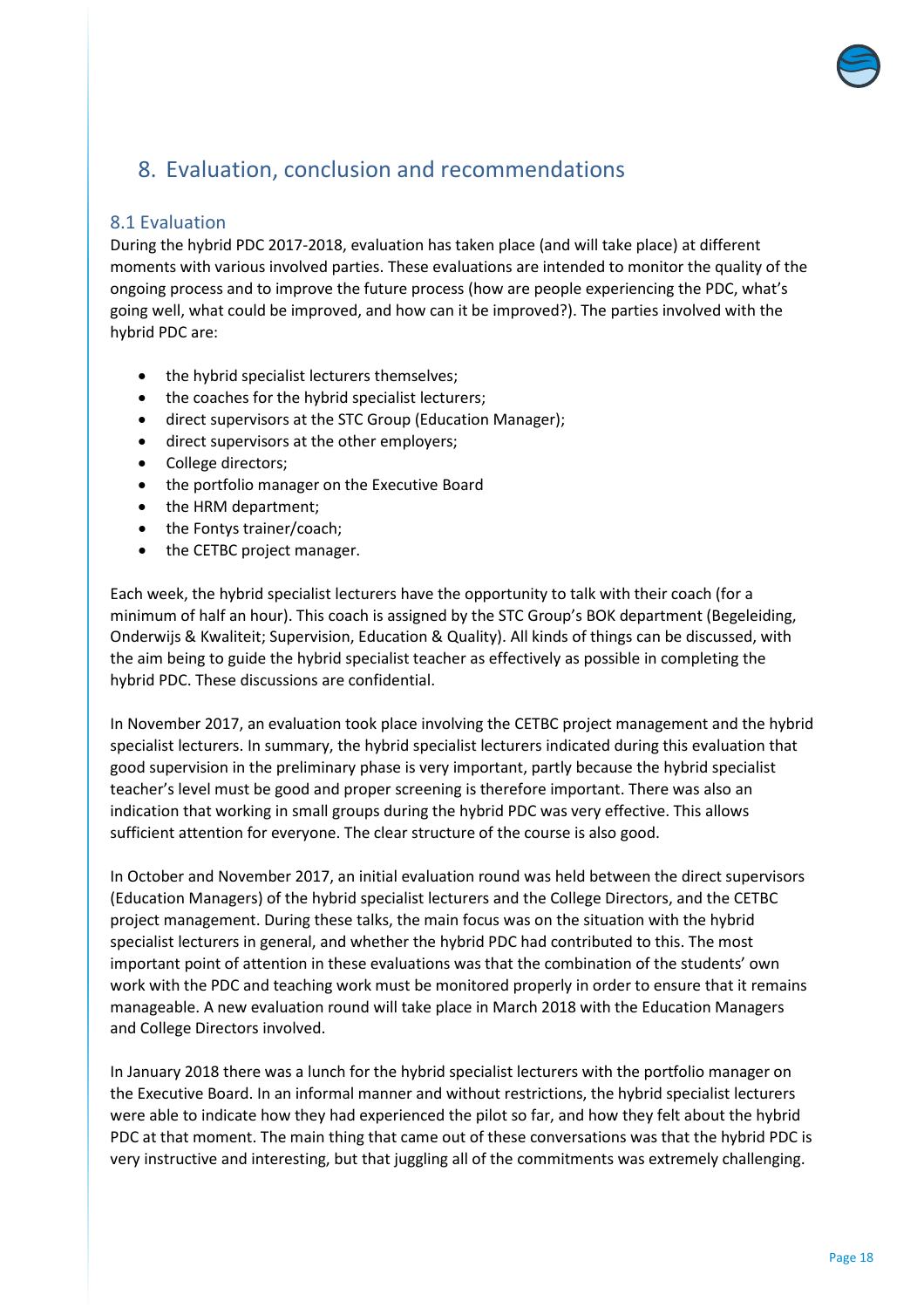# 8. Evaluation, conclusion and recommendations

## 8.1 Evaluation

During the hybrid PDC 2017-2018, evaluation has taken place (and will take place) at different moments with various involved parties. These evaluations are intended to monitor the quality of the ongoing process and to improve the future process (how are people experiencing the PDC, what's going well, what could be improved, and how can it be improved?). The parties involved with the hybrid PDC are:

- the hybrid specialist lecturers themselves;
- the coaches for the hybrid specialist lecturers;
- direct supervisors at the STC Group (Education Manager);
- direct supervisors at the other employers;
- College directors;
- the portfolio manager on the Executive Board
- the HRM department;
- the Fontys trainer/coach;
- the CETBC project manager.

Each week, the hybrid specialist lecturers have the opportunity to talk with their coach (for a minimum of half an hour). This coach is assigned by the STC Group's BOK department (Begeleiding, Onderwijs & Kwaliteit; Supervision, Education & Quality). All kinds of things can be discussed, with the aim being to guide the hybrid specialist teacher as effectively as possible in completing the hybrid PDC. These discussions are confidential.

In November 2017, an evaluation took place involving the CETBC project management and the hybrid specialist lecturers. In summary, the hybrid specialist lecturers indicated during this evaluation that good supervision in the preliminary phase is very important, partly because the hybrid specialist teacher's level must be good and proper screening is therefore important. There was also an indication that working in small groups during the hybrid PDC was very effective. This allows sufficient attention for everyone. The clear structure of the course is also good.

In October and November 2017, an initial evaluation round was held between the direct supervisors (Education Managers) of the hybrid specialist lecturers and the College Directors, and the CETBC project management. During these talks, the main focus was on the situation with the hybrid specialist lecturers in general, and whether the hybrid PDC had contributed to this. The most important point of attention in these evaluations was that the combination of the students' own work with the PDC and teaching work must be monitored properly in order to ensure that it remains manageable. A new evaluation round will take place in March 2018 with the Education Managers and College Directors involved.

In January 2018 there was a lunch for the hybrid specialist lecturers with the portfolio manager on the Executive Board. In an informal manner and without restrictions, the hybrid specialist lecturers were able to indicate how they had experienced the pilot so far, and how they felt about the hybrid PDC at that moment. The main thing that came out of these conversations was that the hybrid PDC is very instructive and interesting, but that juggling all of the commitments was extremely challenging.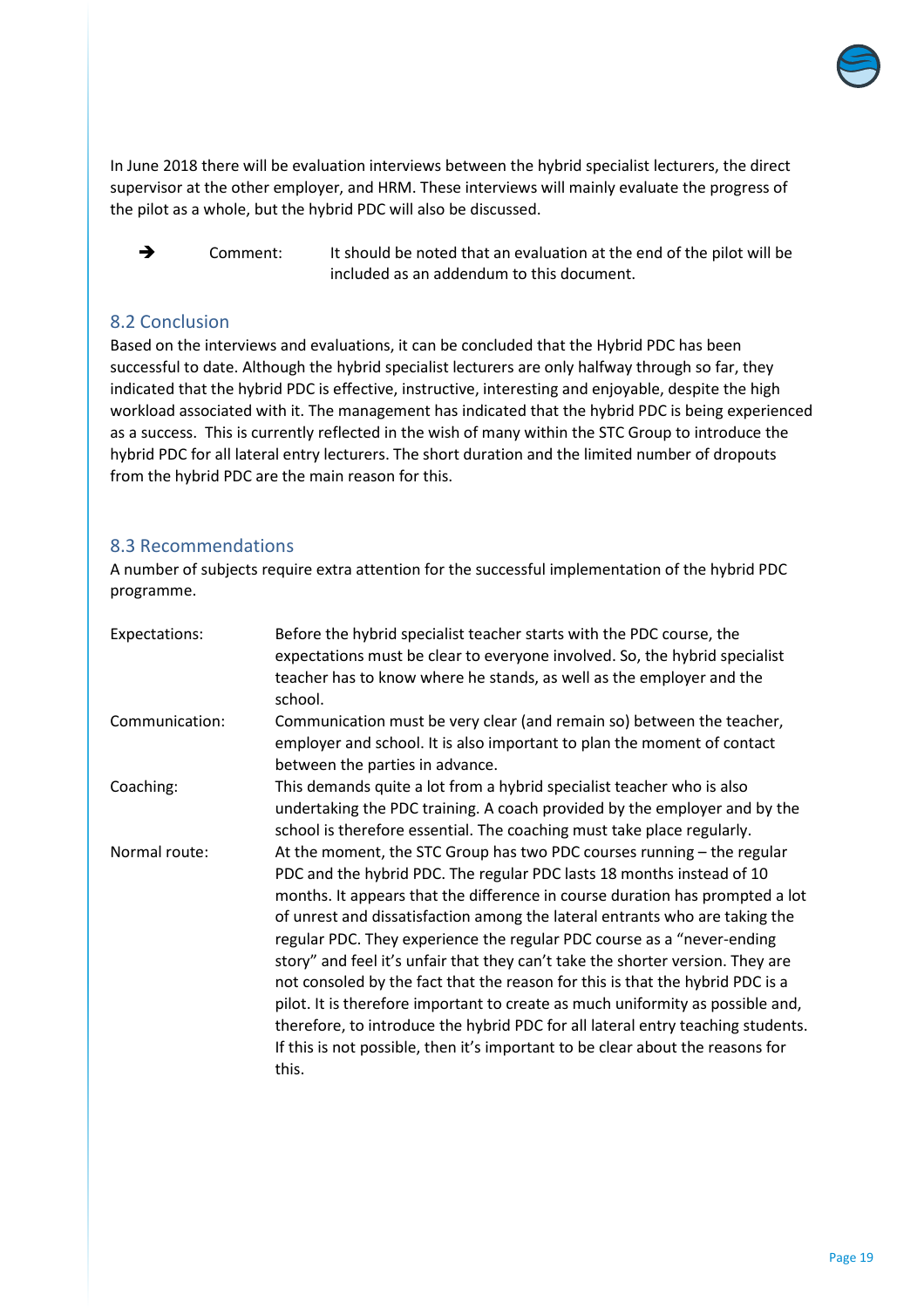In June 2018 there will be evaluation interviews between the hybrid specialist lecturers, the direct supervisor at the other employer, and HRM. These interviews will mainly evaluate the progress of the pilot as a whole, but the hybrid PDC will also be discussed.

➔ Comment: It should be noted that an evaluation at the end of the pilot will be included as an addendum to this document.

## 8.2 Conclusion

Based on the interviews and evaluations, it can be concluded that the Hybrid PDC has been successful to date. Although the hybrid specialist lecturers are only halfway through so far, they indicated that the hybrid PDC is effective, instructive, interesting and enjoyable, despite the high workload associated with it. The management has indicated that the hybrid PDC is being experienced as a success. This is currently reflected in the wish of many within the STC Group to introduce the hybrid PDC for all lateral entry lecturers. The short duration and the limited number of dropouts from the hybrid PDC are the main reason for this.

## 8.3 Recommendations

A number of subjects require extra attention for the successful implementation of the hybrid PDC programme.

| | |
|---|---|
| Expectations: | Before the hybrid specialist teacher starts with the PDC course, the expectations must be clear to everyone involved. So, the hybrid specialist teacher has to know where he stands, as well as the employer and the school. |
| Communication: | Communication must be very clear (and remain so) between the teacher, employer and school. It is also important to plan the moment of contact between the parties in advance. |
| Coaching: | This demands quite a lot from a hybrid specialist teacher who is also undertaking the PDC training. A coach provided by the employer and by the school is therefore essential. The coaching must take place regularly. |
| Normal route: | At the moment, the STC Group has two PDC courses running – the regular PDC and the hybrid PDC. The regular PDC lasts 18 months instead of 10 months. It appears that the difference in course duration has prompted a lot of unrest and dissatisfaction among the lateral entrants who are taking the regular PDC. They experience the regular PDC course as a "never-ending story" and feel it's unfair that they can't take the shorter version. They are not consoled by the fact that the reason for this is that the hybrid PDC is a pilot. It is therefore important to create as much uniformity as possible and, therefore, to introduce the hybrid PDC for all lateral entry teaching students. If this is not possible, then it's important to be clear about the reasons for this. |